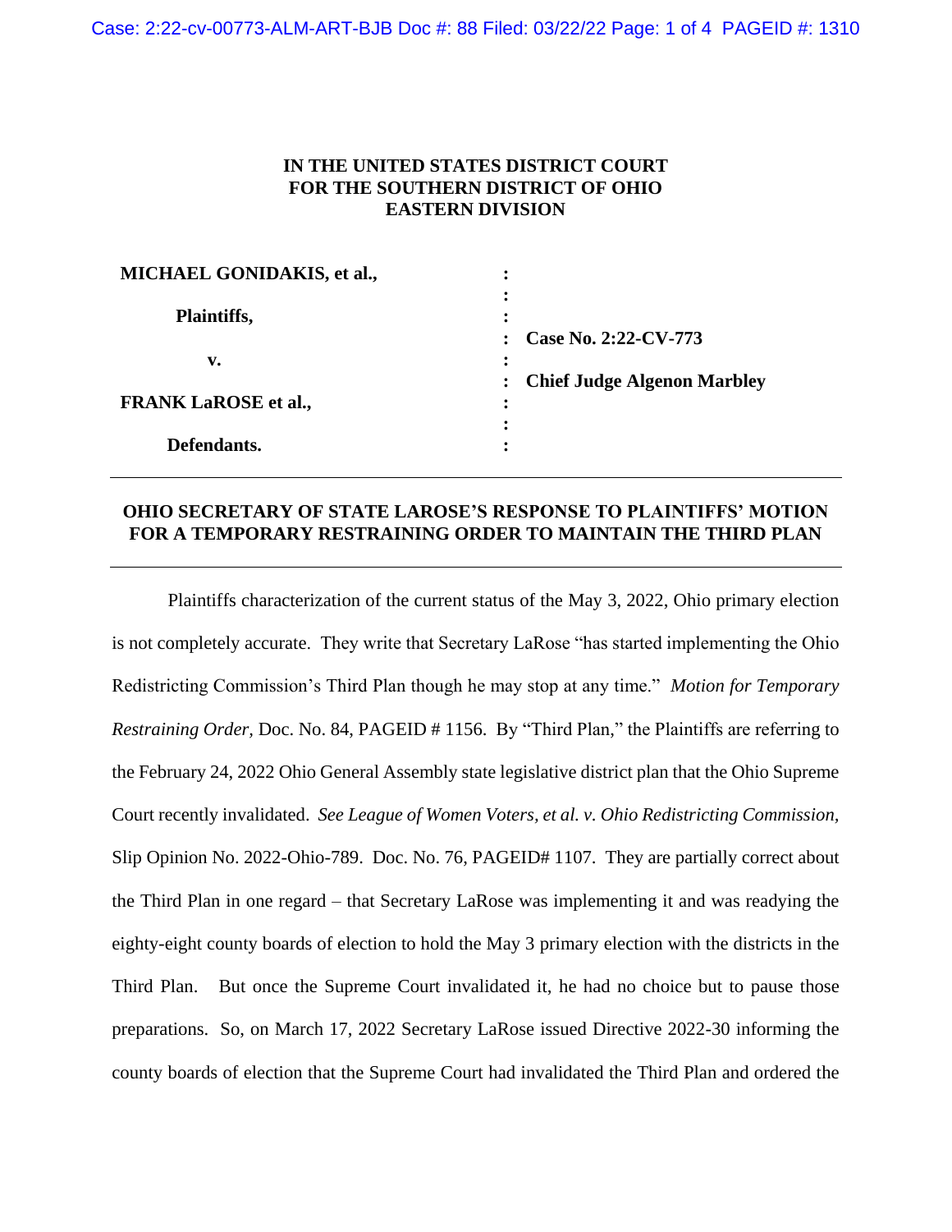**IN THE UNITED STATES DISTRICT COURT**
**FOR THE SOUTHERN DISTRICT OF OHIO**
**EASTERN DIVISION**

| | | |
|---|---|---|
| **MICHAEL GONIDAKIS, et al.,** | : | |
| | : | |
| **Plaintiffs,** | : | |
| | : | **Case No. 2:22-CV-773** |
| **v.** | : | |
| | : | **Chief Judge Algenon Marbley** |
| **FRANK LaROSE et al.,** | : | |
| | : | |
| **Defendants.** | : | |

---

**OHIO SECRETARY OF STATE LAROSE'S RESPONSE TO PLAINTIFFS' MOTION FOR A TEMPORARY RESTRAINING ORDER TO MAINTAIN THE THIRD PLAN**

---

Plaintiffs characterization of the current status of the May 3, 2022, Ohio primary election is not completely accurate. They write that Secretary LaRose "has started implementing the Ohio Redistricting Commission's Third Plan though he may stop at any time." *Motion for Temporary Restraining Order*, Doc. No. 84, PAGEID # 1156. By "Third Plan," the Plaintiffs are referring to the February 24, 2022 Ohio General Assembly state legislative district plan that the Ohio Supreme Court recently invalidated. *See League of Women Voters, et al. v. Ohio Redistricting Commission*, Slip Opinion No. 2022-Ohio-789. Doc. No. 76, PAGEID# 1107. They are partially correct about the Third Plan in one regard – that Secretary LaRose was implementing it and was readying the eighty-eight county boards of election to hold the May 3 primary election with the districts in the Third Plan. But once the Supreme Court invalidated it, he had no choice but to pause those preparations. So, on March 17, 2022 Secretary LaRose issued Directive 2022-30 informing the county boards of election that the Supreme Court had invalidated the Third Plan and ordered the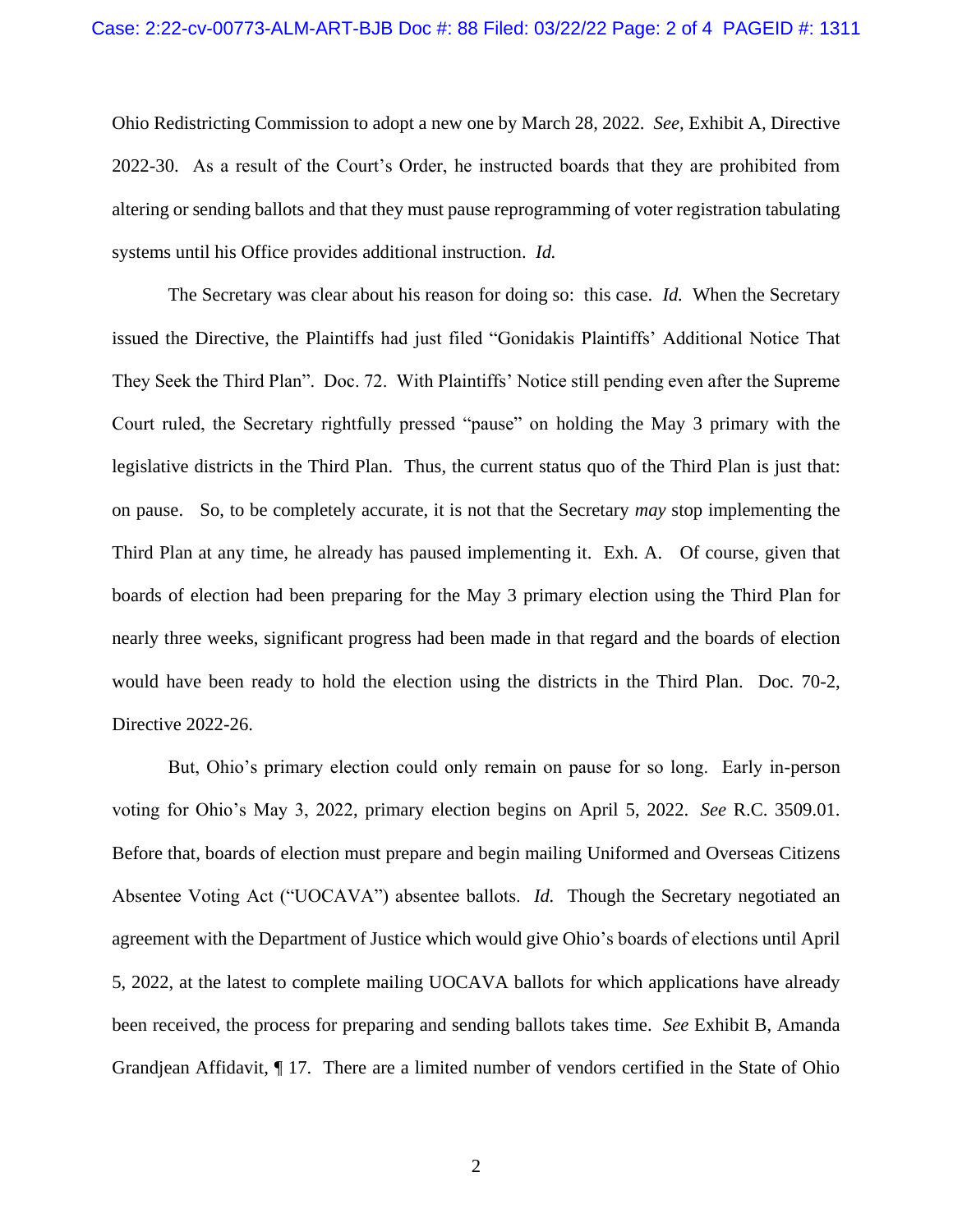Ohio Redistricting Commission to adopt a new one by March 28, 2022. *See,* Exhibit A, Directive 2022-30. As a result of the Court's Order, he instructed boards that they are prohibited from altering or sending ballots and that they must pause reprogramming of voter registration tabulating systems until his Office provides additional instruction. *Id.*

The Secretary was clear about his reason for doing so: this case. *Id.* When the Secretary issued the Directive, the Plaintiffs had just filed "Gonidakis Plaintiffs' Additional Notice That They Seek the Third Plan". Doc. 72. With Plaintiffs' Notice still pending even after the Supreme Court ruled, the Secretary rightfully pressed "pause" on holding the May 3 primary with the legislative districts in the Third Plan. Thus, the current status quo of the Third Plan is just that: on pause. So, to be completely accurate, it is not that the Secretary *may* stop implementing the Third Plan at any time, he already has paused implementing it. Exh. A. Of course, given that boards of election had been preparing for the May 3 primary election using the Third Plan for nearly three weeks, significant progress had been made in that regard and the boards of election would have been ready to hold the election using the districts in the Third Plan. Doc. 70-2, Directive 2022-26.

But, Ohio's primary election could only remain on pause for so long. Early in-person voting for Ohio's May 3, 2022, primary election begins on April 5, 2022. *See* R.C. 3509.01. Before that, boards of election must prepare and begin mailing Uniformed and Overseas Citizens Absentee Voting Act ("UOCAVA") absentee ballots. *Id.* Though the Secretary negotiated an agreement with the Department of Justice which would give Ohio's boards of elections until April 5, 2022, at the latest to complete mailing UOCAVA ballots for which applications have already been received, the process for preparing and sending ballots takes time. *See* Exhibit B, Amanda Grandjean Affidavit, ¶ 17. There are a limited number of vendors certified in the State of Ohio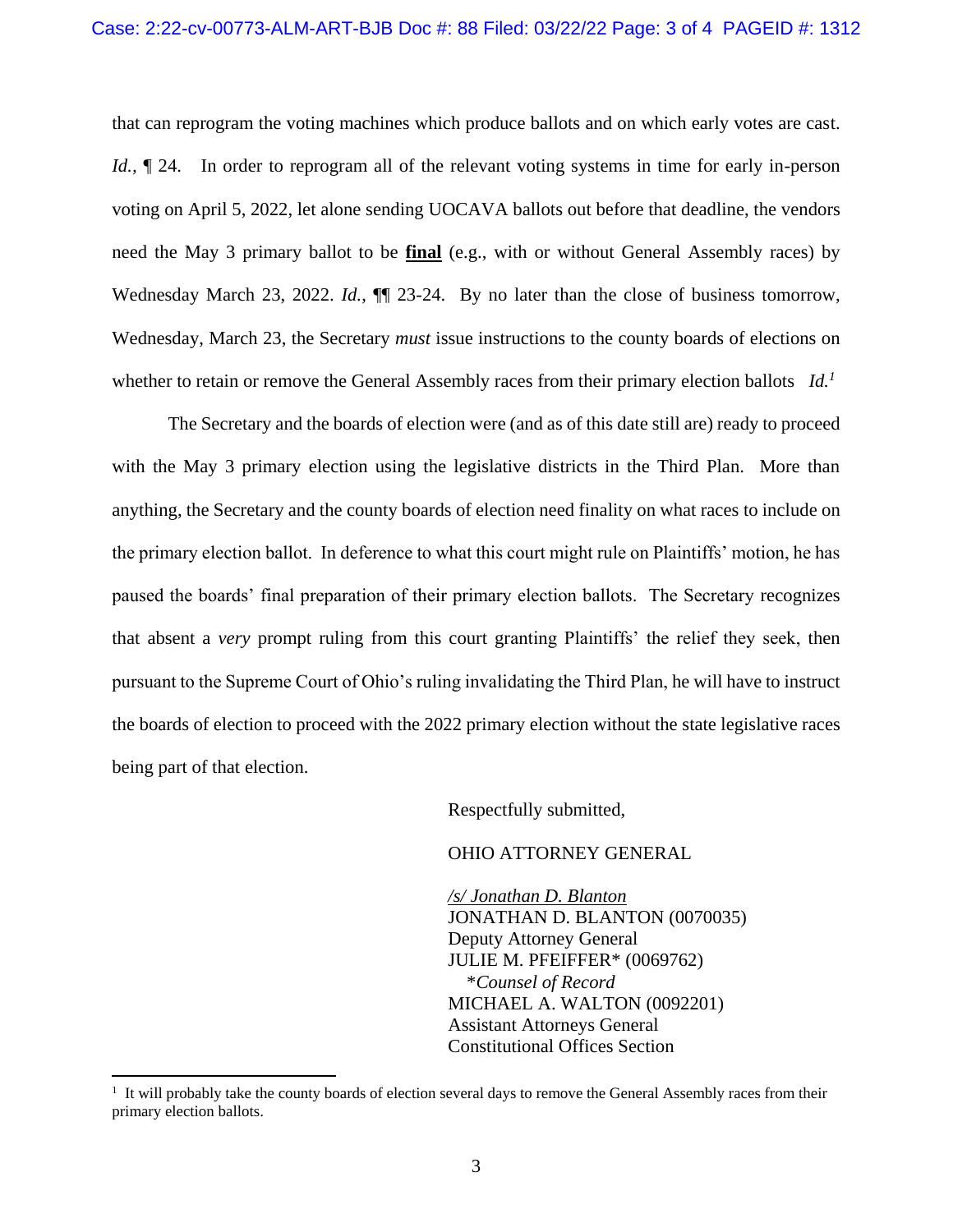that can reprogram the voting machines which produce ballots and on which early votes are cast. *Id.*, ¶ 24. In order to reprogram all of the relevant voting systems in time for early in-person voting on April 5, 2022, let alone sending UOCAVA ballots out before that deadline, the vendors need the May 3 primary ballot to be **final** (e.g., with or without General Assembly races) by Wednesday March 23, 2022. *Id.*, ¶¶ 23-24. By no later than the close of business tomorrow, Wednesday, March 23, the Secretary *must* issue instructions to the county boards of elections on whether to retain or remove the General Assembly races from their primary election ballots *Id.*[1]

The Secretary and the boards of election were (and as of this date still are) ready to proceed with the May 3 primary election using the legislative districts in the Third Plan. More than anything, the Secretary and the county boards of election need finality on what races to include on the primary election ballot. In deference to what this court might rule on Plaintiffs' motion, he has paused the boards' final preparation of their primary election ballots. The Secretary recognizes that absent a *very* prompt ruling from this court granting Plaintiffs' the relief they seek, then pursuant to the Supreme Court of Ohio's ruling invalidating the Third Plan, he will have to instruct the boards of election to proceed with the 2022 primary election without the state legislative races being part of that election.

Respectfully submitted,

OHIO ATTORNEY GENERAL

*/s/ Jonathan D. Blanton*
JONATHAN D. BLANTON (0070035)
Deputy Attorney General
JULIE M. PFEIFFER* (0069762)
*\*Counsel of Record*
MICHAEL A. WALTON (0092201)
Assistant Attorneys General
Constitutional Offices Section

---

[1] It will probably take the county boards of election several days to remove the General Assembly races from their primary election ballots.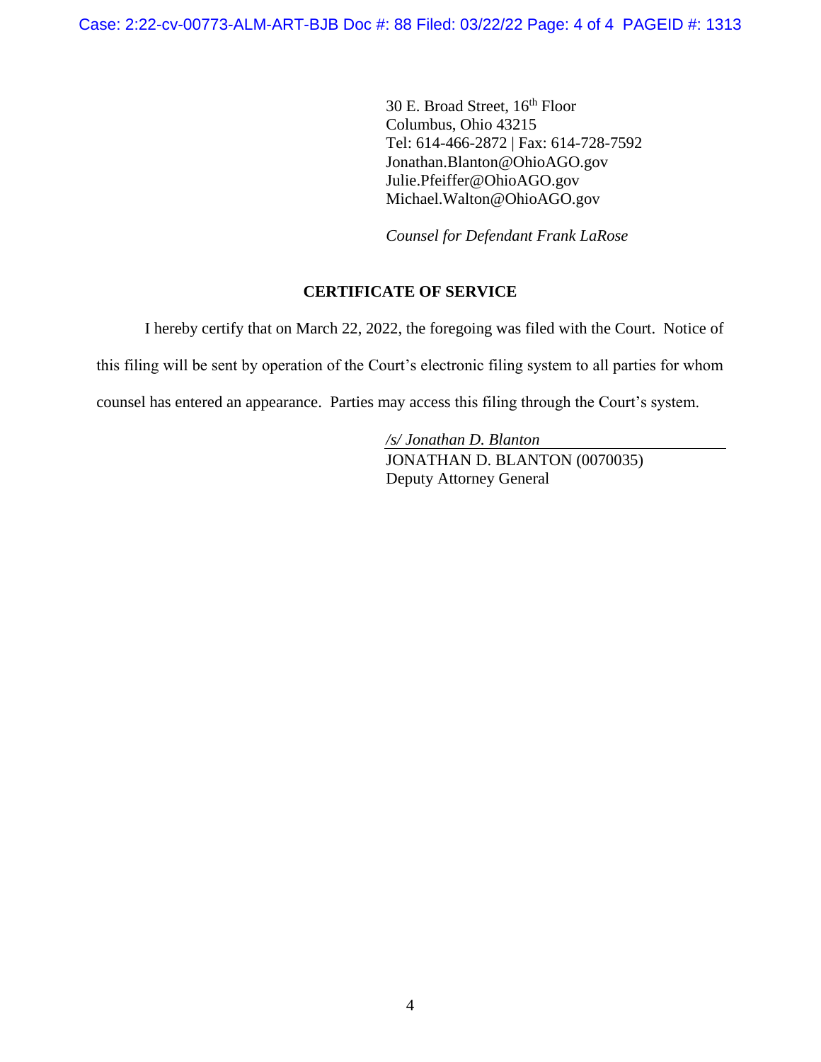30 E. Broad Street, 16th Floor
Columbus, Ohio 43215
Tel: 614-466-2872 | Fax: 614-728-7592
Jonathan.Blanton@OhioAGO.gov
Julie.Pfeiffer@OhioAGO.gov
Michael.Walton@OhioAGO.gov

*Counsel for Defendant Frank LaRose*

**CERTIFICATE OF SERVICE**

I hereby certify that on March 22, 2022, the foregoing was filed with the Court. Notice of this filing will be sent by operation of the Court's electronic filing system to all parties for whom counsel has entered an appearance. Parties may access this filing through the Court's system.

*/s/ Jonathan D. Blanton*
JONATHAN D. BLANTON (0070035)
Deputy Attorney General